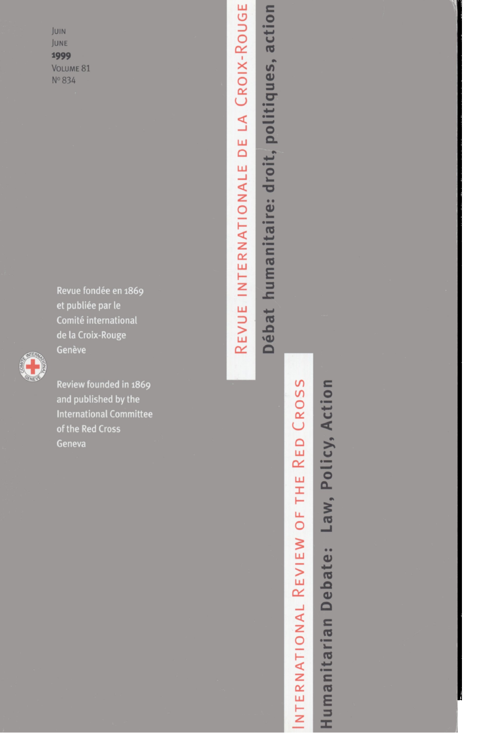Juin
June
**1999**
Volume 81
N° 834

# Revue internationale de la Croix-Rouge

## Débat humanitaire: droit, politiques, action

Revue fondée en 1869
et publiée par le
Comité international
de la Croix-Rouge
Genève

Review founded in 1869
and published by the
International Committee
of the Red Cross
Geneva

# International Review of the Red Cross

## Humanitarian Debate: Law, Policy, Action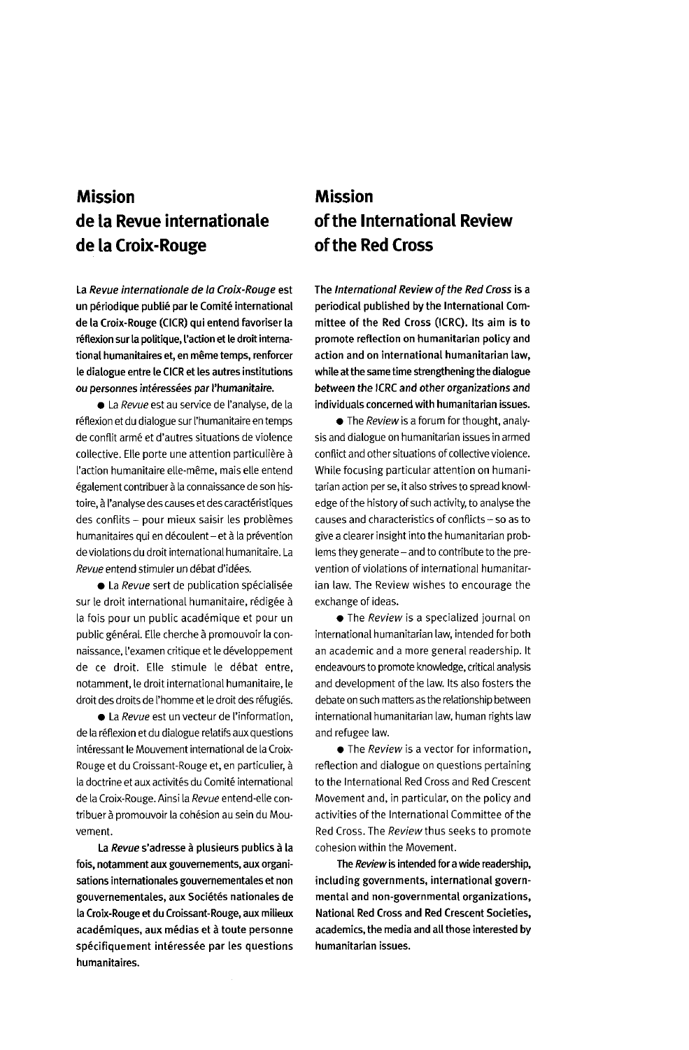# Mission de la Revue internationale de la Croix-Rouge

**La *Revue internationale de la Croix-Rouge* est un périodique publié par le Comité international de la Croix-Rouge (CICR) qui entend favoriser la réflexion sur la politique, l'action et le droit international humanitaires et, en même temps, renforcer le dialogue entre le CICR et les autres institutions ou personnes intéressées par l'humanitaire.**

- La *Revue* est au service de l'analyse, de la réflexion et du dialogue sur l'humanitaire en temps de conflit armé et d'autres situations de violence collective. Elle porte une attention particulière à l'action humanitaire elle-même, mais elle entend également contribuer à la connaissance de son histoire, à l'analyse des causes et des caractéristiques des conflits – pour mieux saisir les problèmes humanitaires qui en découlent – et à la prévention de violations du droit international humanitaire. La *Revue* entend stimuler un débat d'idées.

- La *Revue* sert de publication spécialisée sur le droit international humanitaire, rédigée à la fois pour un public académique et pour un public général. Elle cherche à promouvoir la connaissance, l'examen critique et le développement de ce droit. Elle stimule le débat entre, notamment, le droit international humanitaire, le droit des droits de l'homme et le droit des réfugiés.

- La *Revue* est un vecteur de l'information, de la réflexion et du dialogue relatifs aux questions intéressant le Mouvement international de la Croix-Rouge et du Croissant-Rouge et, en particulier, à la doctrine et aux activités du Comité international de la Croix-Rouge. Ainsi la *Revue* entend-elle contribuer à promouvoir la cohésion au sein du Mouvement.

**La *Revue* s'adresse à plusieurs publics à la fois, notamment aux gouvernements, aux organisations internationales gouvernementales et non gouvernementales, aux Sociétés nationales de la Croix-Rouge et du Croissant-Rouge, aux milieux académiques, aux médias et à toute personne spécifiquement intéressée par les questions humanitaires.**

# Mission of the International Review of the Red Cross

**The *International Review of the Red Cross* is a periodical published by the International Committee of the Red Cross (ICRC). Its aim is to promote reflection on humanitarian policy and action and on international humanitarian law, while at the same time strengthening the dialogue between the ICRC and other organizations and individuals concerned with humanitarian issues.**

- The *Review* is a forum for thought, analysis and dialogue on humanitarian issues in armed conflict and other situations of collective violence. While focusing particular attention on humanitarian action per se, it also strives to spread knowledge of the history of such activity, to analyse the causes and characteristics of conflicts – so as to give a clearer insight into the humanitarian problems they generate – and to contribute to the prevention of violations of international humanitarian law. The Review wishes to encourage the exchange of ideas.

- The *Review* is a specialized journal on international humanitarian law, intended for both an academic and a more general readership. It endeavours to promote knowledge, critical analysis and development of the law. Its also fosters the debate on such matters as the relationship between international humanitarian law, human rights law and refugee law.

- The *Review* is a vector for information, reflection and dialogue on questions pertaining to the International Red Cross and Red Crescent Movement and, in particular, on the policy and activities of the International Committee of the Red Cross. The *Review* thus seeks to promote cohesion within the Movement.

**The *Review* is intended for a wide readership, including governments, international governmental and non-governmental organizations, National Red Cross and Red Crescent Societies, academics, the media and all those interested by humanitarian issues.**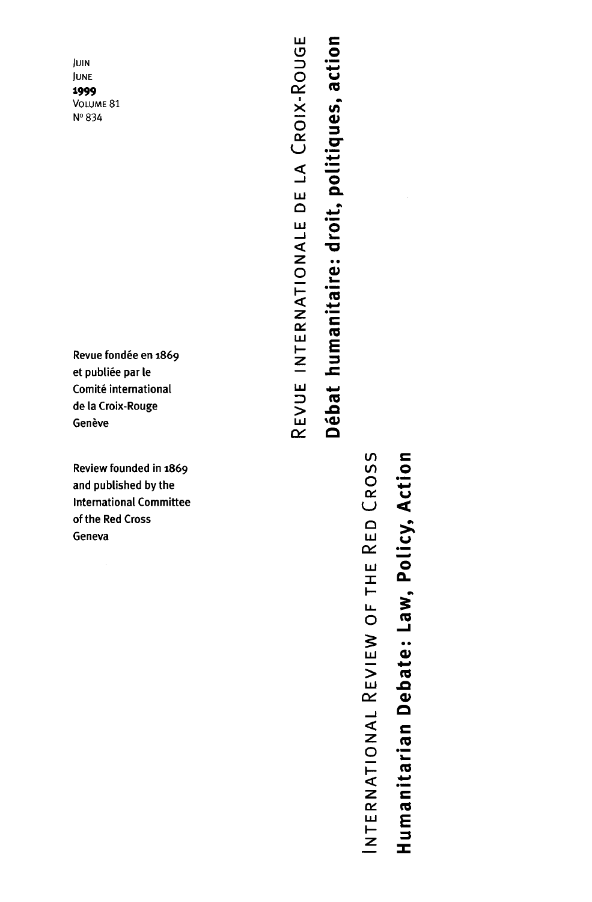JUIN
JUNE
**1999**
VOLUME 81
N° 834

# REVUE INTERNATIONALE DE LA CROIX-ROUGE

## Débat humanitaire: droit, politiques, action

Revue fondée en 1869
et publiée par le
Comité international
de la Croix-Rouge
Genève

# INTERNATIONAL REVIEW OF THE RED CROSS

## Humanitarian Debate: Law, Policy, Action

Review founded in 1869
and published by the
International Committee
of the Red Cross
Geneva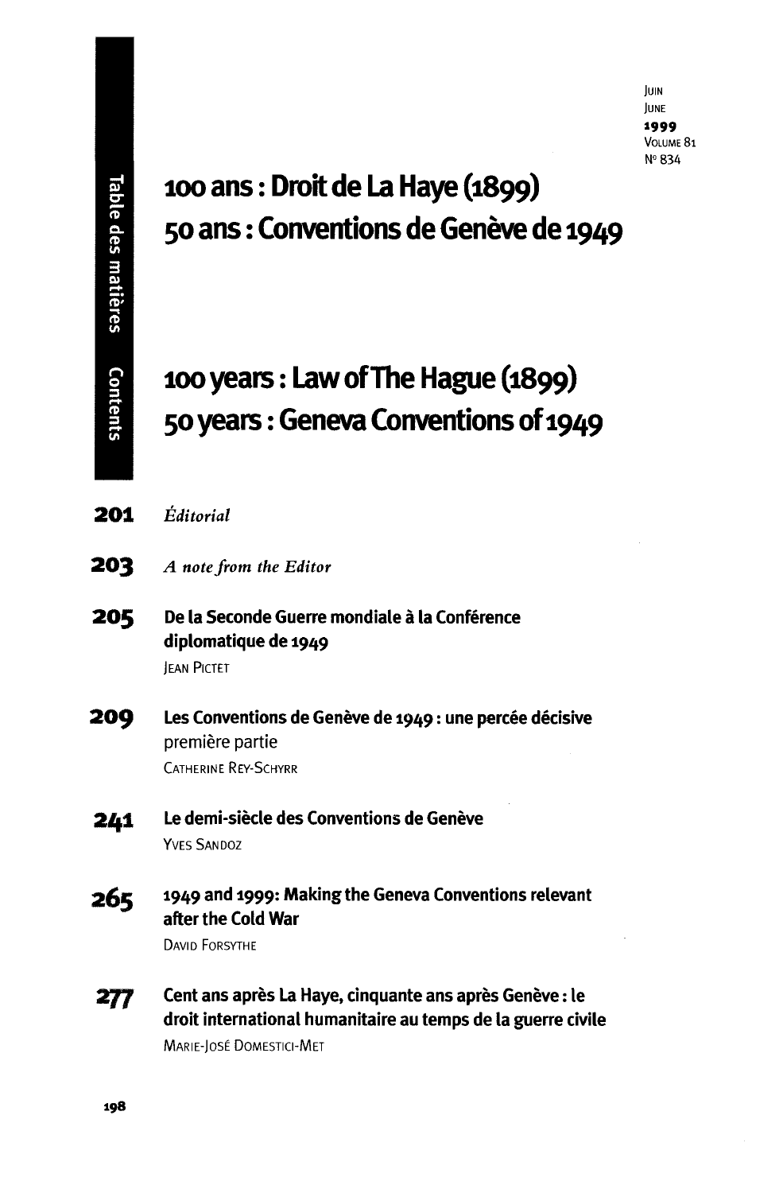JUIN
JUNE
1999
VOLUME 81
N° 834

Table des matières Contents

# 100 ans : Droit de La Haye (1899)
# 50 ans : Conventions de Genève de 1949

# 100 years : Law of The Hague (1899)
# 50 years : Geneva Conventions of 1949

**201** *Éditorial*

**203** *A note from the Editor*

**205** **De la Seconde Guerre mondiale à la Conférence diplomatique de 1949**
JEAN PICTET

**209** **Les Conventions de Genève de 1949 : une percée décisive**
première partie
CATHERINE REY-SCHYRR

**241** **Le demi-siècle des Conventions de Genève**
YVES SANDOZ

**265** **1949 and 1999: Making the Geneva Conventions relevant after the Cold War**
DAVID FORSYTHE

**277** **Cent ans après La Haye, cinquante ans après Genève : le droit international humanitaire au temps de la guerre civile**
MARIE-JOSÉ DOMESTICI-MET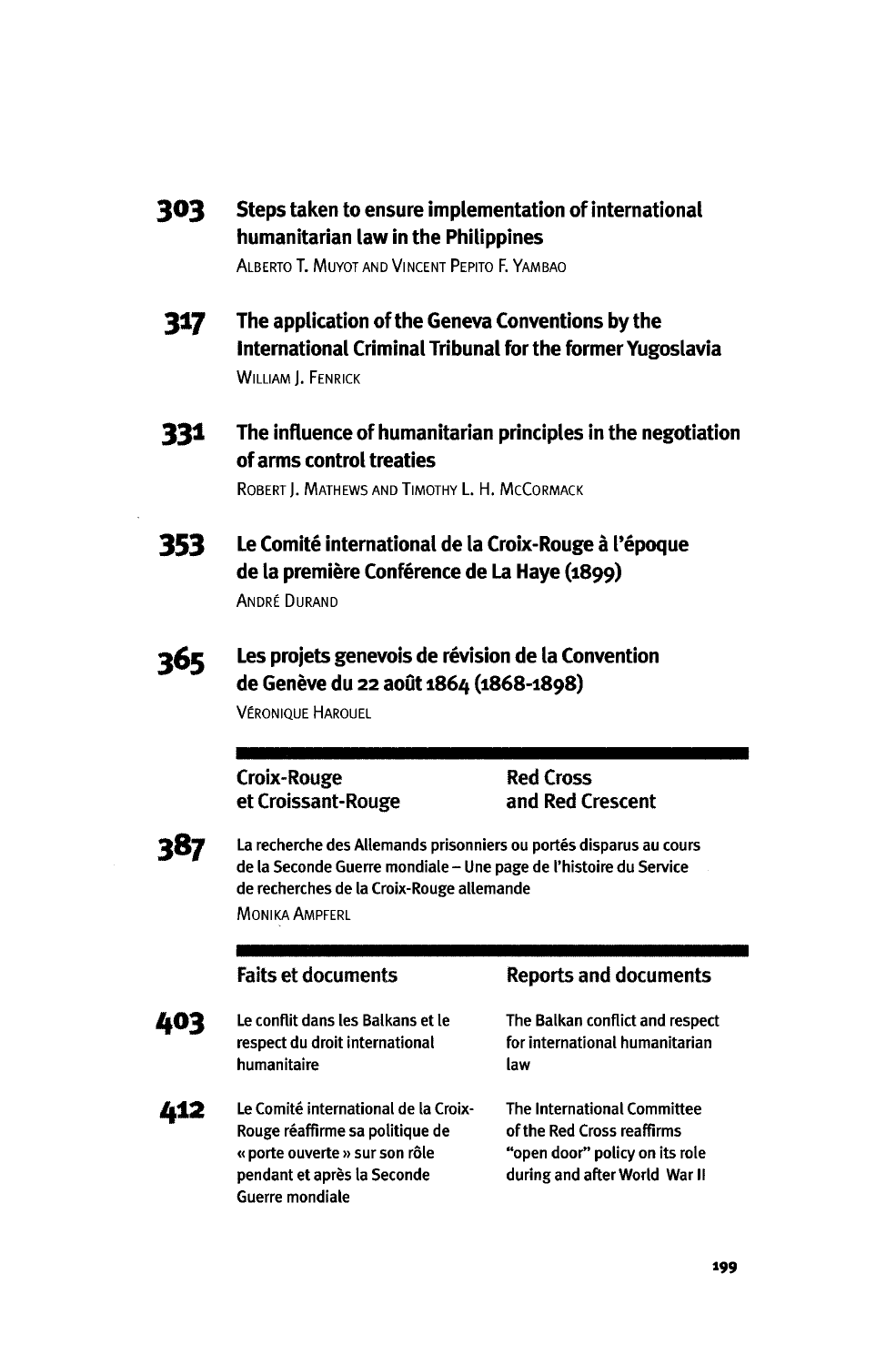**303** **Steps taken to ensure implementation of international humanitarian law in the Philippines**
Alberto T. Muyot and Vincent Pepito F. Yambao

**317** **The application of the Geneva Conventions by the International Criminal Tribunal for the former Yugoslavia**
William J. Fenrick

**331** **The influence of humanitarian principles in the negotiation of arms control treaties**
Robert J. Mathews and Timothy L. H. McCormack

**353** **Le Comité international de la Croix-Rouge à l'époque de la première Conférence de La Haye (1899)**
André Durand

**365** **Les projets genevois de révision de la Convention de Genève du 22 août 1864 (1868-1898)**
Véronique Harouel

## Croix-Rouge et Croissant-Rouge — Red Cross and Red Crescent

**387** La recherche des Allemands prisonniers ou portés disparus au cours de la Seconde Guerre mondiale – Une page de l'histoire du Service de recherches de la Croix-Rouge allemande
Monika Ampferl

## Faits et documents — Reports and documents

**403** Le conflit dans les Balkans et le respect du droit international humanitaire — The Balkan conflict and respect for international humanitarian law

**412** Le Comité international de la Croix-Rouge réaffirme sa politique de « porte ouverte » sur son rôle pendant et après la Seconde Guerre mondiale — The International Committee of the Red Cross reaffirms "open door" policy on its role during and after World War II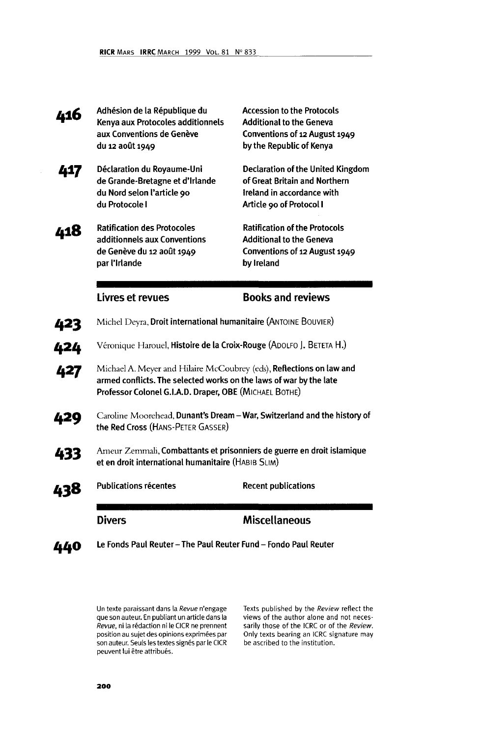**416** Adhésion de la République du Kenya aux Protocoles additionnels aux Conventions de Genève du 12 août 1949

Accession to the Protocols Additional to the Geneva Conventions of 12 August 1949 by the Republic of Kenya

**417** Déclaration du Royaume-Uni de Grande-Bretagne et d'Irlande du Nord selon l'article 90 du Protocole I

Declaration of the United Kingdom of Great Britain and Northern Ireland in accordance with Article 90 of Protocol I

**418** Ratification des Protocoles additionnels aux Conventions de Genève du 12 août 1949 par l'Irlande

Ratification of the Protocols Additional to the Geneva Conventions of 12 August 1949 by Ireland

## Livres et revues / Books and reviews

**423** Michel Deyra, **Droit international humanitaire** (ANTOINE BOUVIER)

**424** Véronique Harouel, **Histoire de la Croix-Rouge** (ADOLFO J. BETETA H.)

**427** Michael A. Meyer and Hilaire McCoubrey (eds), **Reflections on law and armed conflicts. The selected works on the laws of war by the late Professor Colonel G.I.A.D. Draper, OBE** (MICHAEL BOTHE)

**429** Caroline Moorehead, **Dunant's Dream – War, Switzerland and the history of the Red Cross** (HANS-PETER GASSER)

**433** Ameur Zemmali, **Combattants et prisonniers de guerre en droit islamique et en droit international humanitaire** (HABIB SLIM)

**438** Publications récentes / Recent publications

## Divers / Miscellaneous

**440** Le Fonds Paul Reuter – The Paul Reuter Fund – Fondo Paul Reuter

Un texte paraissant dans la *Revue* n'engage que son auteur. En publiant un article dans la *Revue*, ni la rédaction ni le CICR ne prennent position au sujet des opinions exprimées par son auteur. Seuls les textes signés par le CICR peuvent lui être attribués.

Texts published by the *Review* reflect the views of the author alone and not necessarily those of the ICRC or of the *Review*. Only texts bearing an ICRC signature may be ascribed to the institution.